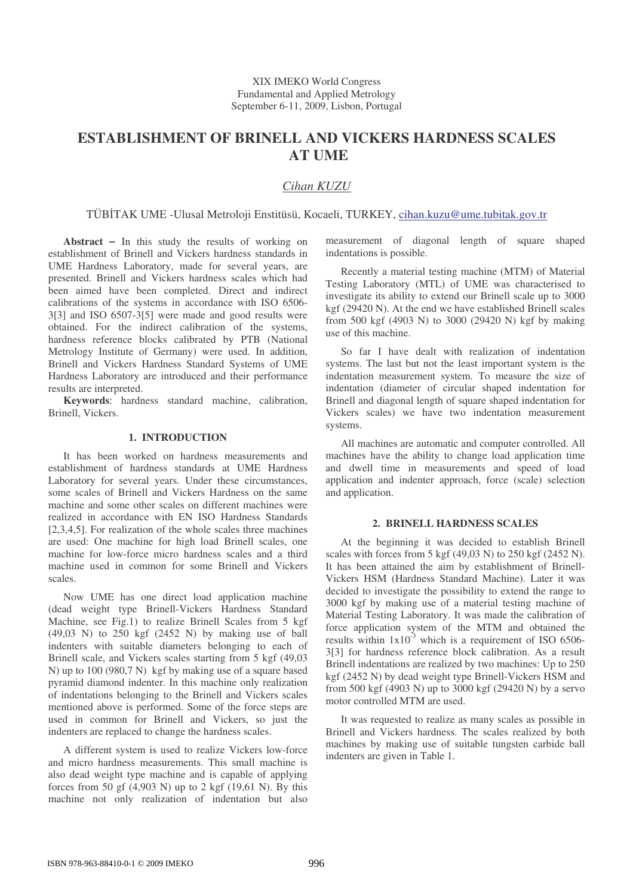XIX IMEKO World Congress
Fundamental and Applied Metrology
September 6-11, 2009, Lisbon, Portugal

# ESTABLISHMENT OF BRINELL AND VICKERS HARDNESS SCALES AT UME

*Cihan KUZU*

TÜBİTAK UME -Ulusal Metroloji Enstitüsü, Kocaeli, TURKEY, cihan.kuzu@ume.tubitak.gov.tr

**Abstract** − In this study the results of working on establishment of Brinell and Vickers hardness standards in UME Hardness Laboratory, made for several years, are presented. Brinell and Vickers hardness scales which had been aimed have been completed. Direct and indirect calibrations of the systems in accordance with ISO 6506-3[3] and ISO 6507-3[5] were made and good results were obtained. For the indirect calibration of the systems, hardness reference blocks calibrated by PTB (National Metrology Institute of Germany) were used. In addition, Brinell and Vickers Hardness Standard Systems of UME Hardness Laboratory are introduced and their performance results are interpreted.

**Keywords**: hardness standard machine, calibration, Brinell, Vickers.

## 1. INTRODUCTION

It has been worked on hardness measurements and establishment of hardness standards at UME Hardness Laboratory for several years. Under these circumstances, some scales of Brinell and Vickers Hardness on the same machine and some other scales on different machines were realized in accordance with EN ISO Hardness Standards [2,3,4,5]. For realization of the whole scales three machines are used: One machine for high load Brinell scales, one machine for low-force micro hardness scales and a third machine used in common for some Brinell and Vickers scales.

Now UME has one direct load application machine (dead weight type Brinell-Vickers Hardness Standard Machine, see Fig.1) to realize Brinell Scales from 5 kgf (49,03 N) to 250 kgf (2452 N) by making use of ball indenters with suitable diameters belonging to each of Brinell scale, and Vickers scales starting from 5 kgf (49,03 N) up to 100 (980,7 N) kgf by making use of a square based pyramid diamond indenter. In this machine only realization of indentations belonging to the Brinell and Vickers scales mentioned above is performed. Some of the force steps are used in common for Brinell and Vickers, so just the indenters are replaced to change the hardness scales.

A different system is used to realize Vickers low-force and micro hardness measurements. This small machine is also dead weight type machine and is capable of applying forces from 50 gf (4,903 N) up to 2 kgf (19,61 N). By this machine not only realization of indentation but also measurement of diagonal length of square shaped indentations is possible.

Recently a material testing machine (MTM) of Material Testing Laboratory (MTL) of UME was characterised to investigate its ability to extend our Brinell scale up to 3000 kgf (29420 N). At the end we have established Brinell scales from 500 kgf (4903 N) to 3000 (29420 N) kgf by making use of this machine.

So far I have dealt with realization of indentation systems. The last but not the least important system is the indentation measurement system. To measure the size of indentation (diameter of circular shaped indentation for Brinell and diagonal length of square shaped indentation for Vickers scales) we have two indentation measurement systems.

All machines are automatic and computer controlled. All machines have the ability to change load application time and dwell time in measurements and speed of load application and indenter approach, force (scale) selection and application.

## 2. BRINELL HARDNESS SCALES

At the beginning it was decided to establish Brinell scales with forces from 5 kgf (49,03 N) to 250 kgf (2452 N). It has been attained the aim by establishment of Brinell-Vickers HSM (Hardness Standard Machine). Later it was decided to investigate the possibility to extend the range to 3000 kgf by making use of a material testing machine of Material Testing Laboratory. It was made the calibration of force application system of the MTM and obtained the results within $1x10^{-3}$ which is a requirement of ISO 6506-3[3] for hardness reference block calibration. As a result Brinell indentations are realized by two machines: Up to 250 kgf (2452 N) by dead weight type Brinell-Vickers HSM and from 500 kgf (4903 N) up to 3000 kgf (29420 N) by a servo motor controlled MTM are used.

It was requested to realize as many scales as possible in Brinell and Vickers hardness. The scales realized by both machines by making use of suitable tungsten carbide ball indenters are given in Table 1.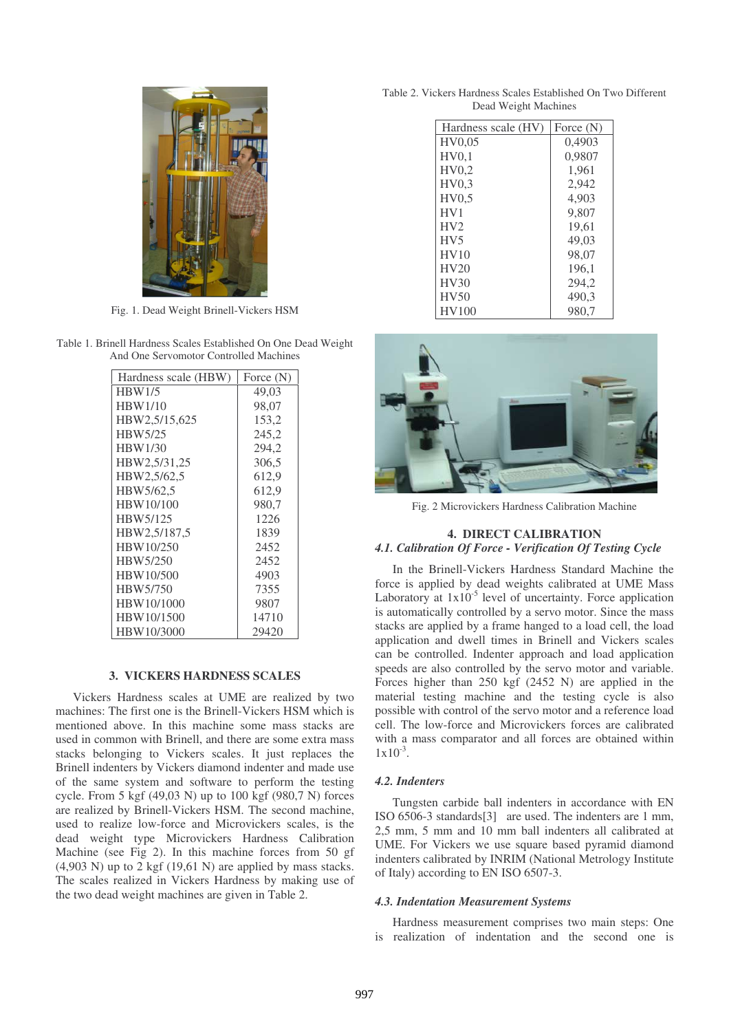Fig. 1. Dead Weight Brinell-Vickers HSM

Table 1. Brinell Hardness Scales Established On One Dead Weight And One Servomotor Controlled Machines

| Hardness scale (HBW) | Force (N) |
|---|---|
| HBW1/5 | 49,03 |
| HBW1/10 | 98,07 |
| HBW2,5/15,625 | 153,2 |
| HBW5/25 | 245,2 |
| HBW1/30 | 294,2 |
| HBW2,5/31,25 | 306,5 |
| HBW2,5/62,5 | 612,9 |
| HBW5/62,5 | 612,9 |
| HBW10/100 | 980,7 |
| HBW5/125 | 1226 |
| HBW2,5/187,5 | 1839 |
| HBW10/250 | 2452 |
| HBW5/250 | 2452 |
| HBW10/500 | 4903 |
| HBW5/750 | 7355 |
| HBW10/1000 | 9807 |
| HBW10/1500 | 14710 |
| HBW10/3000 | 29420 |

## 3. VICKERS HARDNESS SCALES

Vickers Hardness scales at UME are realized by two machines: The first one is the Brinell-Vickers HSM which is mentioned above. In this machine some mass stacks are used in common with Brinell, and there are some extra mass stacks belonging to Vickers scales. It just replaces the Brinell indenters by Vickers diamond indenter and made use of the same system and software to perform the testing cycle. From 5 kgf (49,03 N) up to 100 kgf (980,7 N) forces are realized by Brinell-Vickers HSM. The second machine, used to realize low-force and Microvickers scales, is the dead weight type Microvickers Hardness Calibration Machine (see Fig 2). In this machine forces from 50 gf (4,903 N) up to 2 kgf (19,61 N) are applied by mass stacks. The scales realized in Vickers Hardness by making use of the two dead weight machines are given in Table 2.

Table 2. Vickers Hardness Scales Established On Two Different Dead Weight Machines

| Hardness scale (HV) | Force (N) |
|---|---|
| HV0,05 | 0,4903 |
| HV0,1 | 0,9807 |
| HV0,2 | 1,961 |
| HV0,3 | 2,942 |
| HV0,5 | 4,903 |
| HV1 | 9,807 |
| HV2 | 19,61 |
| HV5 | 49,03 |
| HV10 | 98,07 |
| HV20 | 196,1 |
| HV30 | 294,2 |
| HV50 | 490,3 |
| HV100 | 980,7 |

Fig. 2 Microvickers Hardness Calibration Machine

## 4. DIRECT CALIBRATION

### *4.1. Calibration Of Force - Verification Of Testing Cycle*

In the Brinell-Vickers Hardness Standard Machine the force is applied by dead weights calibrated at UME Mass Laboratory at $1x10^{-5}$ level of uncertainty. Force application is automatically controlled by a servo motor. Since the mass stacks are applied by a frame hanged to a load cell, the load application and dwell times in Brinell and Vickers scales can be controlled. Indenter approach and load application speeds are also controlled by the servo motor and variable. Forces higher than 250 kgf (2452 N) are applied in the material testing machine and the testing cycle is also possible with control of the servo motor and a reference load cell. The low-force and Microvickers forces are calibrated with a mass comparator and all forces are obtained within $1x10^{-3}$.

### *4.2. Indenters*

Tungsten carbide ball indenters in accordance with EN ISO 6506-3 standards[3] are used. The indenters are 1 mm, 2,5 mm, 5 mm and 10 mm ball indenters all calibrated at UME. For Vickers we use square based pyramid diamond indenters calibrated by INRIM (National Metrology Institute of Italy) according to EN ISO 6507-3.

### *4.3. Indentation Measurement Systems*

Hardness measurement comprises two main steps: One is realization of indentation and the second one is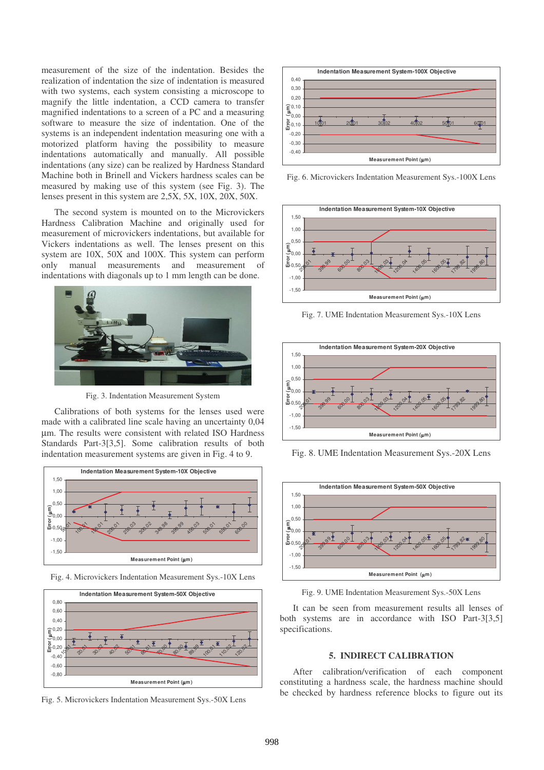measurement of the size of the indentation. Besides the realization of indentation the size of indentation is measured with two systems, each system consisting a microscope to magnify the little indentation, a CCD camera to transfer magnified indentations to a screen of a PC and a measuring software to measure the size of indentation. One of the systems is an independent indentation measuring one with a motorized platform having the possibility to measure indentations automatically and manually. All possible indentations (any size) can be realized by Hardness Standard Machine both in Brinell and Vickers hardness scales can be measured by making use of this system (see Fig. 3). The lenses present in this system are 2,5X, 5X, 10X, 20X, 50X.

The second system is mounted on to the Microvickers Hardness Calibration Machine and originally used for measurement of microvickers indentations, but available for Vickers indentations as well. The lenses present on this system are 10X, 50X and 100X. This system can perform only manual measurements and measurement of indentations with diagonals up to 1 mm length can be done.

Fig. 3. Indentation Measurement System

Calibrations of both systems for the lenses used were made with a calibrated line scale having an uncertainty 0,04 µm. The results were consistent with related ISO Hardness Standards Part-3[3,5]. Some calibration results of both indentation measurement systems are given in Fig. 4 to 9.

Fig. 4. Microvickers Indentation Measurement Sys.-10X Lens

Fig. 5. Microvickers Indentation Measurement Sys.-50X Lens

Fig. 6. Microvickers Indentation Measurement Sys.-100X Lens

Fig. 7. UME Indentation Measurement Sys.-10X Lens

Fig. 8. UME Indentation Measurement Sys.-20X Lens

Fig. 9. UME Indentation Measurement Sys.-50X Lens

It can be seen from measurement results all lenses of both systems are in accordance with ISO Part-3[3,5] specifications.

## 5. INDIRECT CALIBRATION

After calibration/verification of each component constituting a hardness scale, the hardness machine should be checked by hardness reference blocks to figure out its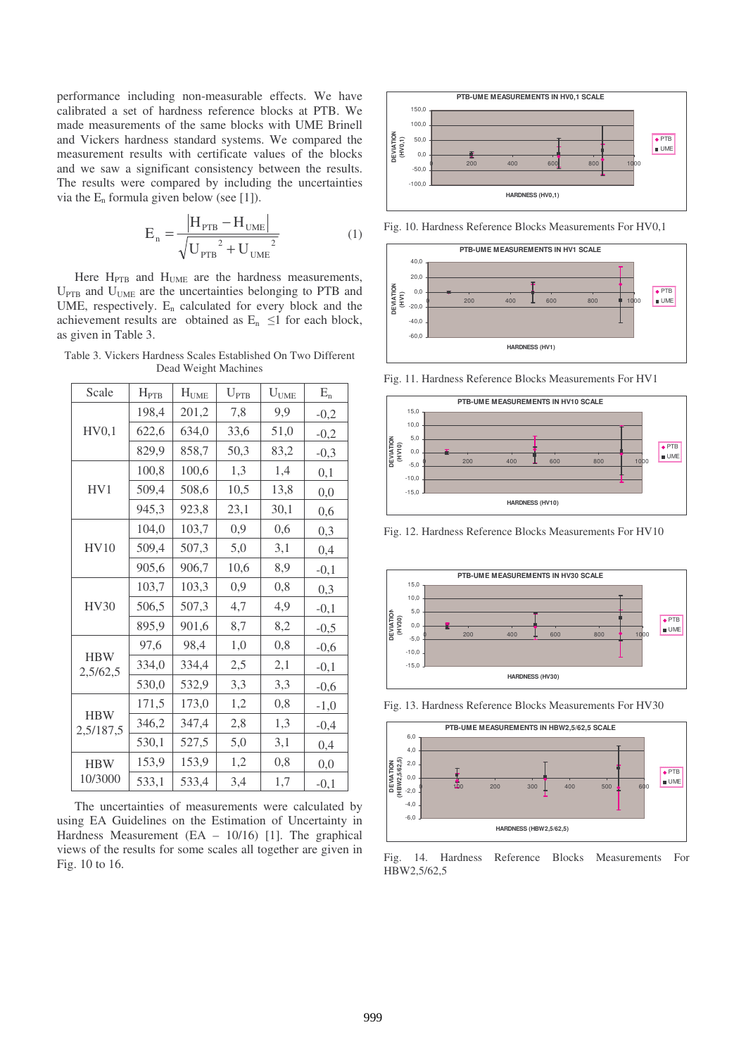performance including non-measurable effects. We have calibrated a set of hardness reference blocks at PTB. We made measurements of the same blocks with UME Brinell and Vickers hardness standard systems. We compared the measurement results with certificate values of the blocks and we saw a significant consistency between the results. The results were compared by including the uncertainties via the $E_n$ formula given below (see [1]).

$$E_n = \frac{\left|H_{PTB} - H_{UME}\right|}{\sqrt{U_{PTB}^{\ 2} + U_{UME}^{\ 2}}} \qquad (1)$$

Here $H_{PTB}$ and $H_{UME}$ are the hardness measurements, $U_{PTB}$ and $U_{UME}$ are the uncertainties belonging to PTB and UME, respectively. $E_n$ calculated for every block and the achievement results are obtained as $E_n \leq 1$ for each block, as given in Table 3.

Table 3. Vickers Hardness Scales Established On Two Different Dead Weight Machines

| Scale | $H_{PTB}$ | $H_{UME}$ | $U_{PTB}$ | $U_{UME}$ | $E_n$ |
|---|---|---|---|---|---|
| HV0,1 | 198,4 | 201,2 | 7,8 | 9,9 | -0,2 |
| | 622,6 | 634,0 | 33,6 | 51,0 | -0,2 |
| | 829,9 | 858,7 | 50,3 | 83,2 | -0,3 |
| HV1 | 100,8 | 100,6 | 1,3 | 1,4 | 0,1 |
| | 509,4 | 508,6 | 10,5 | 13,8 | 0,0 |
| | 945,3 | 923,8 | 23,1 | 30,1 | 0,6 |
| HV10 | 104,0 | 103,7 | 0,9 | 0,6 | 0,3 |
| | 509,4 | 507,3 | 5,0 | 3,1 | 0,4 |
| | 905,6 | 906,7 | 10,6 | 8,9 | -0,1 |
| HV30 | 103,7 | 103,3 | 0,9 | 0,8 | 0,3 |
| | 506,5 | 507,3 | 4,7 | 4,9 | -0,1 |
| | 895,9 | 901,6 | 8,7 | 8,2 | -0,5 |
| HBW 2,5/62,5 | 97,6 | 98,4 | 1,0 | 0,8 | -0,6 |
| | 334,0 | 334,4 | 2,5 | 2,1 | -0,1 |
| | 530,0 | 532,9 | 3,3 | 3,3 | -0,6 |
| HBW 2,5/187,5 | 171,5 | 173,0 | 1,2 | 0,8 | -1,0 |
| | 346,2 | 347,4 | 2,8 | 1,3 | -0,4 |
| | 530,1 | 527,5 | 5,0 | 3,1 | 0,4 |
| HBW 10/3000 | 153,9 | 153,9 | 1,2 | 0,8 | 0,0 |
| | 533,1 | 533,4 | 3,4 | 1,7 | -0,1 |

The uncertainties of measurements were calculated by using EA Guidelines on the Estimation of Uncertainty in Hardness Measurement (EA – 10/16) [1]. The graphical views of the results for some scales all together are given in Fig. 10 to 16.

Fig. 10. Hardness Reference Blocks Measurements For HV0,1

Fig. 11. Hardness Reference Blocks Measurements For HV1

Fig. 12. Hardness Reference Blocks Measurements For HV10

Fig. 13. Hardness Reference Blocks Measurements For HV30

Fig. 14. Hardness Reference Blocks Measurements For HBW2,5/62,5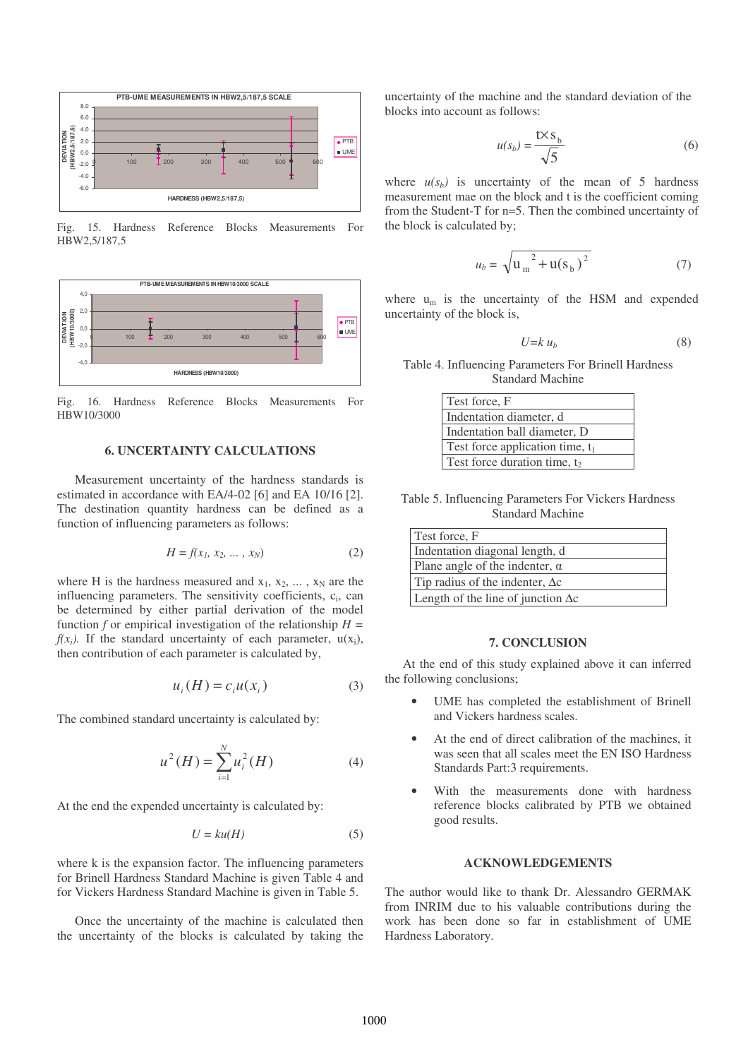Fig. 15. Hardness Reference Blocks Measurements For HBW2,5/187,5

Fig. 16. Hardness Reference Blocks Measurements For HBW10/3000

## 6. UNCERTAINTY CALCULATIONS

Measurement uncertainty of the hardness standards is estimated in accordance with EA/4-02 [6] and EA 10/16 [2]. The destination quantity hardness can be defined as a function of influencing parameters as follows:

$$H = f(x_1, x_2, \ldots, x_N) \qquad (2)$$

where H is the hardness measured and $x_1, x_2, \ldots, x_N$ are the influencing parameters. The sensitivity coefficients, $c_i$, can be determined by either partial derivation of the model function $f$ or empirical investigation of the relationship $H = f(x_i)$. If the standard uncertainty of each parameter, $u(x_i)$, then contribution of each parameter is calculated by,

$$u_i(H) = c_i u(x_i) \qquad (3)$$

The combined standard uncertainty is calculated by:

$$u^2(H) = \sum_{i=1}^{N} u_i^2(H) \qquad (4)$$

At the end the expended uncertainty is calculated by:

$$U = ku(H) \qquad (5)$$

where k is the expansion factor. The influencing parameters for Brinell Hardness Standard Machine is given Table 4 and for Vickers Hardness Standard Machine is given in Table 5.

Once the uncertainty of the machine is calculated then the uncertainty of the blocks is calculated by taking the uncertainty of the machine and the standard deviation of the blocks into account as follows:

$$u(s_b) = \frac{t \times s_b}{\sqrt{5}} \qquad (6)$$

where $u(s_b)$ is uncertainty of the mean of 5 hardness measurement mae on the block and t is the coefficient coming from the Student-T for n=5. Then the combined uncertainty of the block is calculated by;

$$u_b = \sqrt{u_m^{\,2} + u(s_b)^2} \qquad (7)$$

where $u_m$ is the uncertainty of the HSM and expended uncertainty of the block is,

$$U = k\, u_b \qquad (8)$$

Table 4. Influencing Parameters For Brinell Hardness Standard Machine

| Test force, F |
|---|
| Indentation diameter, d |
| Indentation ball diameter, D |
| Test force application time, $t_1$ |
| Test force duration time, $t_2$ |

Table 5. Influencing Parameters For Vickers Hardness Standard Machine

| Test force, F |
|---|
| Indentation diagonal length, d |
| Plane angle of the indenter, α |
| Tip radius of the indenter, Δc |
| Length of the line of junction Δc |

## 7. CONCLUSION

At the end of this study explained above it can inferred the following conclusions;

- UME has completed the establishment of Brinell and Vickers hardness scales.
- At the end of direct calibration of the machines, it was seen that all scales meet the EN ISO Hardness Standards Part:3 requirements.
- With the measurements done with hardness reference blocks calibrated by PTB we obtained good results.

## ACKNOWLEDGEMENTS

The author would like to thank Dr. Alessandro GERMAK from INRIM due to his valuable contributions during the work has been done so far in establishment of UME Hardness Laboratory.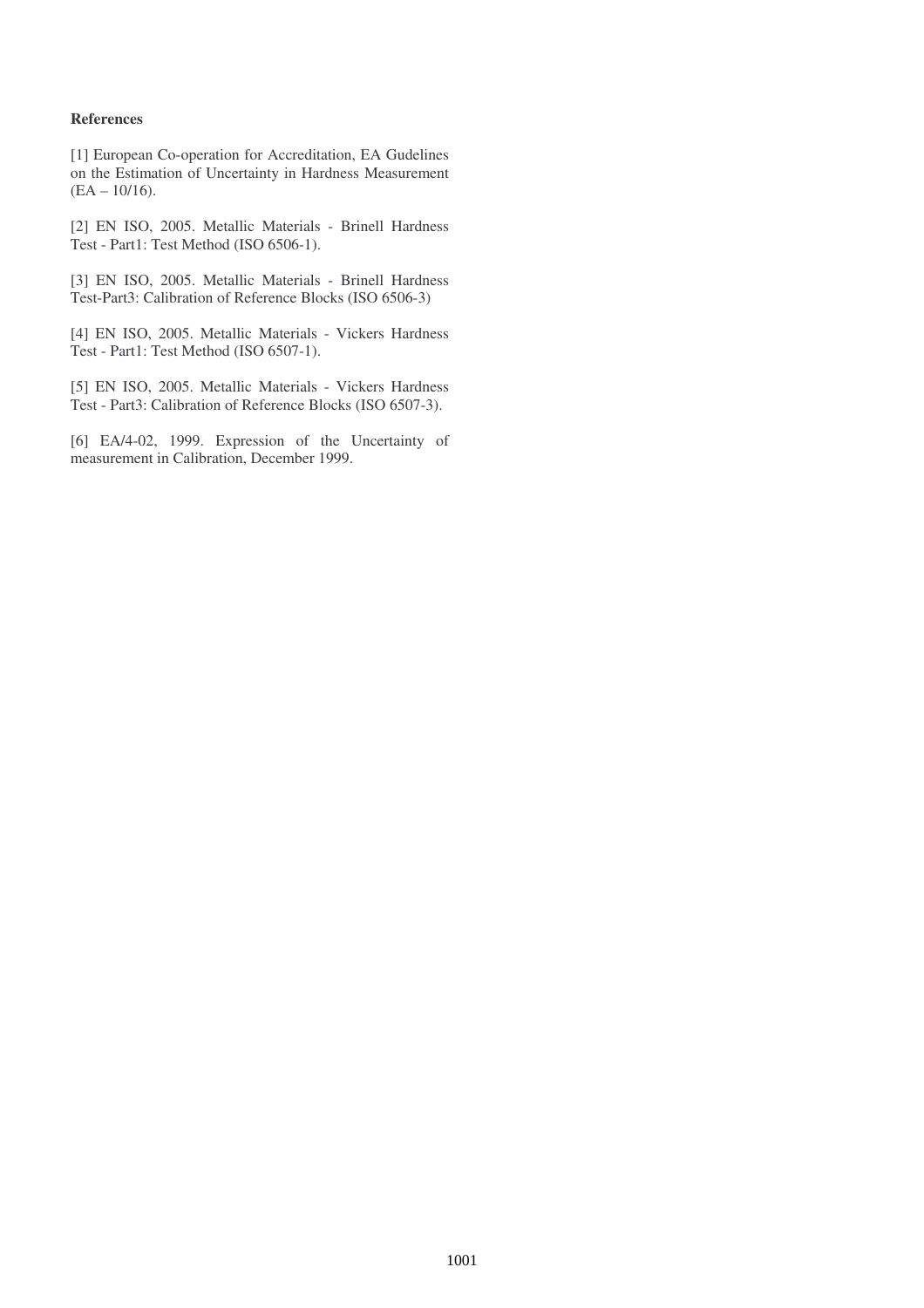**References**

[1] European Co-operation for Accreditation, EA Gudelines on the Estimation of Uncertainty in Hardness Measurement (EA – 10/16).

[2] EN ISO, 2005. Metallic Materials - Brinell Hardness Test - Part1: Test Method (ISO 6506-1).

[3] EN ISO, 2005. Metallic Materials - Brinell Hardness Test-Part3: Calibration of Reference Blocks (ISO 6506-3)

[4] EN ISO, 2005. Metallic Materials - Vickers Hardness Test - Part1: Test Method (ISO 6507-1).

[5] EN ISO, 2005. Metallic Materials - Vickers Hardness Test - Part3: Calibration of Reference Blocks (ISO 6507-3).

[6] EA/4-02, 1999. Expression of the Uncertainty of measurement in Calibration, December 1999.